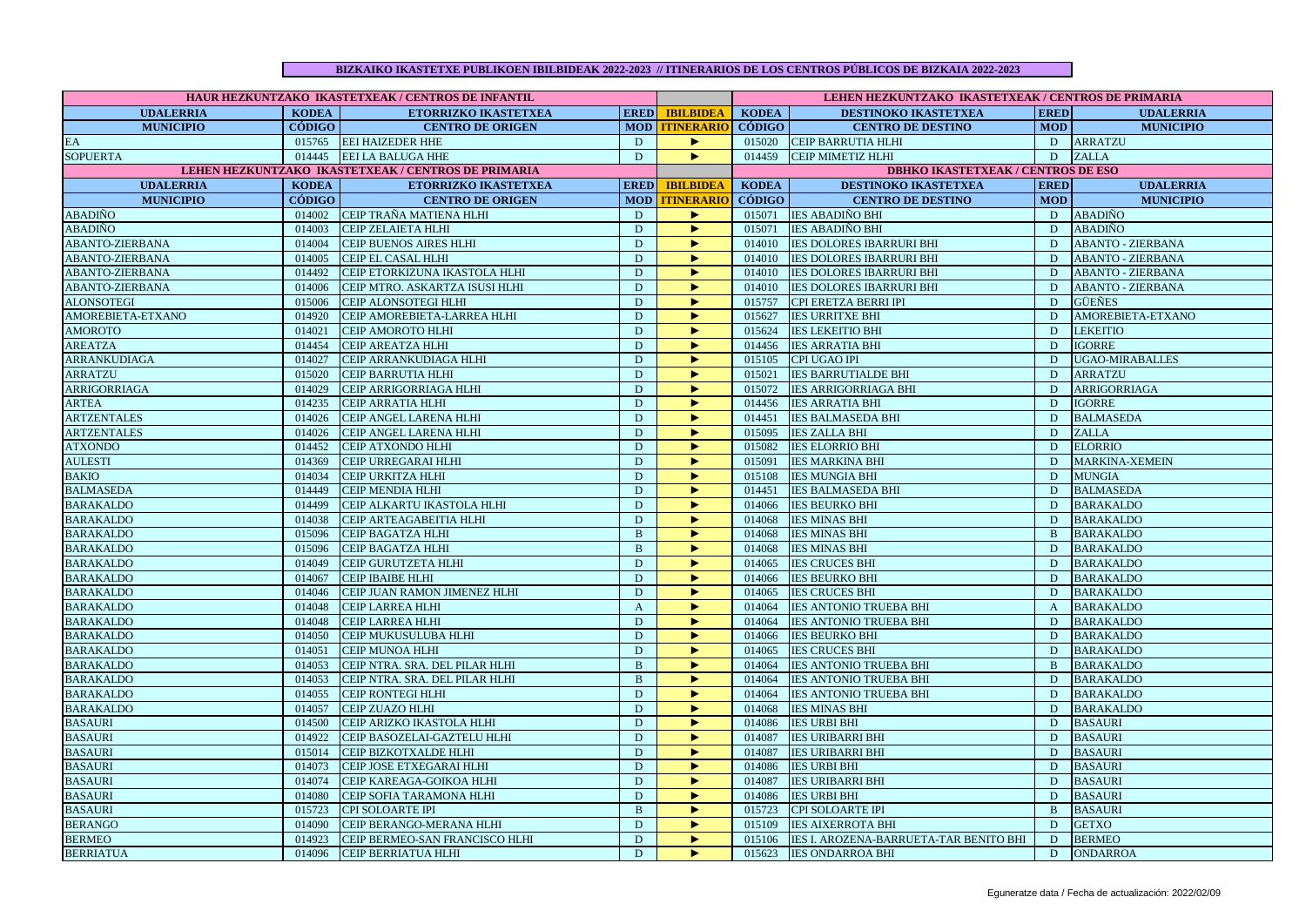# BIZKAIKO IKASTETXE PUBLIKOEN IBILBIDEAK 2022-2023 // ITINERARIOS DE LOS CENTROS PÚBLICOS DE BIZKAIA 2022-2023

| HAUR HEZKUNTZAKO IKASTETXEAK / CENTROS DE INFANTIL | | | | | LEHEN HEZKUNTZAKO IKASTETXEAK / CENTROS DE PRIMARIA | | | |
|---|---|---|---|---|---|---|---|---|
| UDALERRIA | KODEA | ETORRIZKO IKASTETXEA | ERED | IBILBIDEA | KODEA | DESTINOKO IKASTETXEA | ERED | UDALERRIA |
| MUNICIPIO | CÓDIGO | CENTRO DE ORIGEN | MOD | ITINERARIO | CÓDIGO | CENTRO DE DESTINO | MOD | MUNICIPIO |
| EA | 015765 | EEI HAIZEDER HHE | D | ► | 015020 | CEIP BARRUTIA HLHI | D | ARRATZU |
| SOPUERTA | 014445 | EEI LA BALUGA HHE | D | ► | 014459 | CEIP MIMETIZ HLHI | D | ZALLA |

| LEHEN HEZKUNTZAKO IKASTETXEAK / CENTROS DE PRIMARIA | | | | | DBHKO IKASTETXEAK / CENTROS DE ESO | | | |
|---|---|---|---|---|---|---|---|---|
| UDALERRIA | KODEA | ETORRIZKO IKASTETXEA | ERED | IBILBIDEA | KODEA | DESTINOKO IKASTETXEA | ERED | UDALERRIA |
| MUNICIPIO | CÓDIGO | CENTRO DE ORIGEN | MOD | ITINERARIO | CÓDIGO | CENTRO DE DESTINO | MOD | MUNICIPIO |
| ABADIÑO | 014002 | CEIP TRAÑA MATIENA HLHI | D | ► | 015071 | IES ABADIÑO BHI | D | ABADIÑO |
| ABADIÑO | 014003 | CEIP ZELAIETA HLHI | D | ► | 015071 | IES ABADIÑO BHI | D | ABADIÑO |
| ABANTO-ZIERBANA | 014004 | CEIP BUENOS AIRES HLHI | D | ► | 014010 | IES DOLORES IBARRURI BHI | D | ABANTO - ZIERBANA |
| ABANTO-ZIERBANA | 014005 | CEIP EL CASAL HLHI | D | ► | 014010 | IES DOLORES IBARRURI BHI | D | ABANTO - ZIERBANA |
| ABANTO-ZIERBANA | 014492 | CEIP ETORKIZUNA IKASTOLA HLHI | D | ► | 014010 | IES DOLORES IBARRURI BHI | D | ABANTO - ZIERBANA |
| ABANTO-ZIERBANA | 014006 | CEIP MTRO. ASKARTZA ISUSI HLHI | D | ► | 014010 | IES DOLORES IBARRURI BHI | D | ABANTO - ZIERBANA |
| ALONSOTEGI | 015006 | CEIP ALONSOTEGI HLHI | D | ► | 015757 | CPI ERETZA BERRI IPI | D | GÜEÑES |
| AMOREBIETA-ETXANO | 014920 | CEIP AMOREBIETA-LARREA HLHI | D | ► | 015627 | IES URRITXE BHI | D | AMOREBIETA-ETXANO |
| AMOROTO | 014021 | CEIP AMOROTO HLHI | D | ► | 015624 | IES LEKEITIO BHI | D | LEKEITIO |
| AREATZA | 014454 | CEIP AREATZA HLHI | D | ► | 014456 | IES ARRATIA BHI | D | IGORRE |
| ARRANKUDIAGA | 014027 | CEIP ARRANKUDIAGA HLHI | D | ► | 015105 | CPI UGAO IPI | D | UGAO-MIRABALLES |
| ARRATZU | 015020 | CEIP BARRUTIA HLHI | D | ► | 015021 | IES BARRUTIALDE BHI | D | ARRATZU |
| ARRIGORRIAGA | 014029 | CEIP ARRIGORRIAGA HLHI | D | ► | 015072 | IES ARRIGORRIAGA BHI | D | ARRIGORRIAGA |
| ARTEA | 014235 | CEIP ARRATIA HLHI | D | ► | 014456 | IES ARRATIA BHI | D | IGORRE |
| ARTZENTALES | 014026 | CEIP ANGEL LARENA HLHI | D | ► | 014451 | IES BALMASEDA BHI | D | BALMASEDA |
| ARTZENTALES | 014026 | CEIP ANGEL LARENA HLHI | D | ► | 015095 | IES ZALLA BHI | D | ZALLA |
| ATXONDO | 014452 | CEIP ATXONDO HLHI | D | ► | 015082 | IES ELORRIO BHI | D | ELORRIO |
| AULESTI | 014369 | CEIP URREGARAI HLHI | D | ► | 015091 | IES MARKINA BHI | D | MARKINA-XEMEIN |
| BAKIO | 014034 | CEIP URKITZA HLHI | D | ► | 015108 | IES MUNGIA BHI | D | MUNGIA |
| BALMASEDA | 014449 | CEIP MENDIA HLHI | D | ► | 014451 | IES BALMASEDA BHI | D | BALMASEDA |
| BARAKALDO | 014499 | CEIP ALKARTU IKASTOLA HLHI | D | ► | 014066 | IES BEURKO BHI | D | BARAKALDO |
| BARAKALDO | 014038 | CEIP ARTEAGABEITIA HLHI | D | ► | 014068 | IES MINAS BHI | D | BARAKALDO |
| BARAKALDO | 015096 | CEIP BAGATZA HLHI | B | ► | 014068 | IES MINAS BHI | B | BARAKALDO |
| BARAKALDO | 015096 | CEIP BAGATZA HLHI | B | ► | 014068 | IES MINAS BHI | D | BARAKALDO |
| BARAKALDO | 014049 | CEIP GURUTZETA HLHI | D | ► | 014065 | IES CRUCES BHI | D | BARAKALDO |
| BARAKALDO | 014067 | CEIP IBAIBE HLHI | D | ► | 014066 | IES BEURKO BHI | D | BARAKALDO |
| BARAKALDO | 014046 | CEIP JUAN RAMON JIMENEZ HLHI | D | ► | 014065 | IES CRUCES BHI | D | BARAKALDO |
| BARAKALDO | 014048 | CEIP LARREA HLHI | A | ► | 014064 | IES ANTONIO TRUEBA BHI | A | BARAKALDO |
| BARAKALDO | 014048 | CEIP LARREA HLHI | D | ► | 014064 | IES ANTONIO TRUEBA BHI | D | BARAKALDO |
| BARAKALDO | 014050 | CEIP MUKUSULUBA HLHI | D | ► | 014066 | IES BEURKO BHI | D | BARAKALDO |
| BARAKALDO | 014051 | CEIP MUNOA HLHI | D | ► | 014065 | IES CRUCES BHI | D | BARAKALDO |
| BARAKALDO | 014053 | CEIP NTRA. SRA. DEL PILAR HLHI | B | ► | 014064 | IES ANTONIO TRUEBA BHI | B | BARAKALDO |
| BARAKALDO | 014053 | CEIP NTRA. SRA. DEL PILAR HLHI | B | ► | 014064 | IES ANTONIO TRUEBA BHI | D | BARAKALDO |
| BARAKALDO | 014055 | CEIP RONTEGI HLHI | D | ► | 014064 | IES ANTONIO TRUEBA BHI | D | BARAKALDO |
| BARAKALDO | 014057 | CEIP ZUAZO HLHI | D | ► | 014068 | IES MINAS BHI | D | BARAKALDO |
| BASAURI | 014500 | CEIP ARIZKO IKASTOLA HLHI | D | ► | 014086 | IES URBI BHI | D | BASAURI |
| BASAURI | 014922 | CEIP BASOZELAI-GAZTELU HLHI | D | ► | 014087 | IES URIBARRI BHI | D | BASAURI |
| BASAURI | 015014 | CEIP BIZKOTXALDE HLHI | D | ► | 014087 | IES URIBARRI BHI | D | BASAURI |
| BASAURI | 014073 | CEIP JOSE ETXEGARAI HLHI | D | ► | 014086 | IES URBI BHI | D | BASAURI |
| BASAURI | 014074 | CEIP KAREAGA-GOIKOA HLHI | D | ► | 014087 | IES URIBARRI BHI | D | BASAURI |
| BASAURI | 014080 | CEIP SOFIA TARAMONA HLHI | D | ► | 014086 | IES URBI BHI | D | BASAURI |
| BASAURI | 015723 | CPI SOLOARTE IPI | B | ► | 015723 | CPI SOLOARTE IPI | B | BASAURI |
| BERANGO | 014090 | CEIP BERANGO-MERANA HLHI | D | ► | 015109 | IES AIXERROTA BHI | D | GETXO |
| BERMEO | 014923 | CEIP BERMEO-SAN FRANCISCO HLHI | D | ► | 015106 | IES I. AROZENA-BARRUETA-TAR BENITO BHI | D | BERMEO |
| BERRIATUA | 014096 | CEIP BERRIATUA HLHI | D | ► | 015623 | IES ONDARROA BHI | D | ONDARROA |

Eguneratze data / Fecha de actualización: 2022/02/09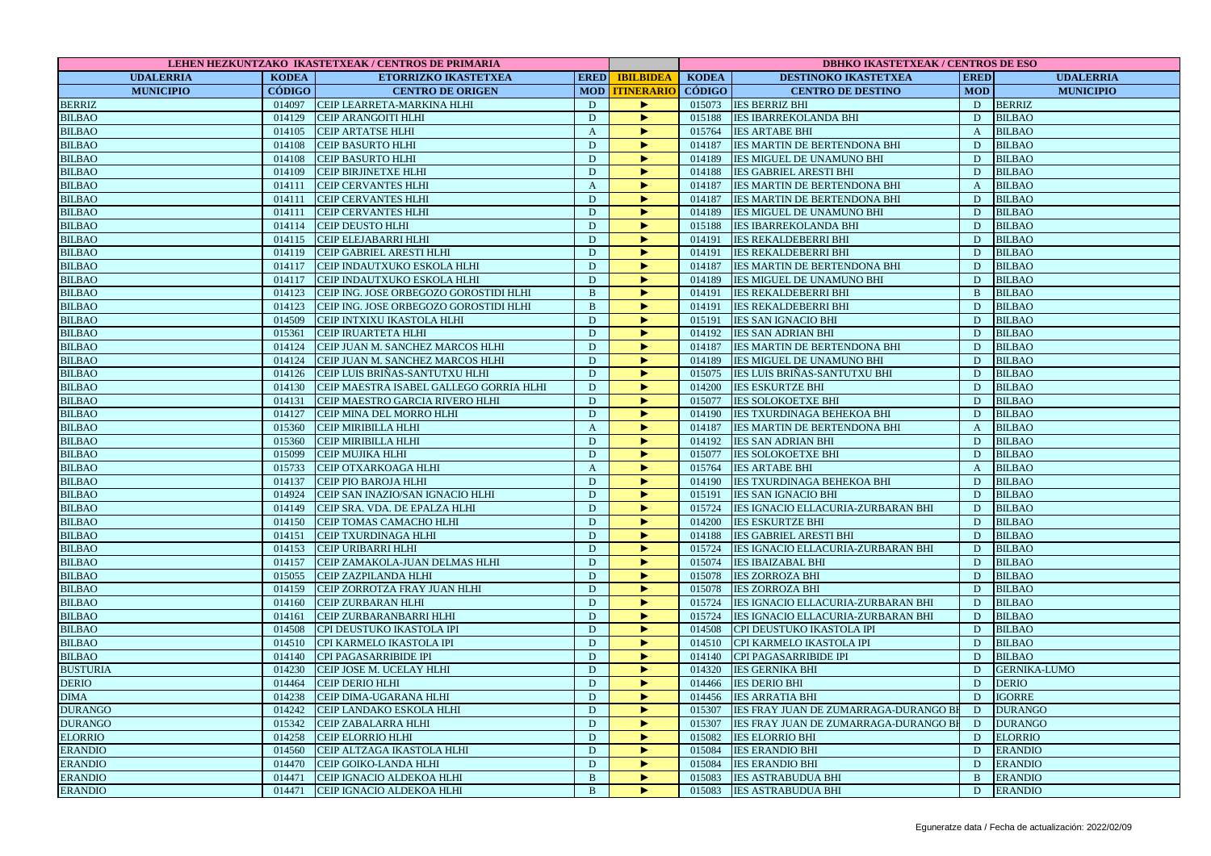| LEHEN HEZKUNTZAKO IKASTETXEAK / CENTROS DE PRIMARIA | | | | | DBHKO IKASTETXEAK / CENTROS DE ESO | | | |
|---|---|---|---|---|---|---|---|---|
| UDALERRIA | KODEA | ETORRIZKO IKASTETXEA | ERED | IBILBIDEA | KODEA | DESTINOKO IKASTETXEA | EREDU | UDALERRIA |
| MUNICIPIO | CÓDIGO | CENTRO DE ORIGEN | MOD | ITINERARIO | CÓDIGO | CENTRO DE DESTINO | MOD | MUNICIPIO |
| BERRIZ | 014097 | CEIP LEARRETA-MARKINA HLHI | D | ► | 015073 | IES BERRIZ BHI | D | BERRIZ |
| BILBAO | 014129 | CEIP ARANGOITI HLHI | D | ► | 015188 | IES IBARREKOLANDA BHI | D | BILBAO |
| BILBAO | 014105 | CEIP ARTATSE HLHI | A | ► | 015764 | IES ARTABE BHI | A | BILBAO |
| BILBAO | 014108 | CEIP BASURTO HLHI | D | ► | 014187 | IES MARTIN DE BERTENDONA BHI | D | BILBAO |
| BILBAO | 014108 | CEIP BASURTO HLHI | D | ► | 014189 | IES MIGUEL DE UNAMUNO BHI | D | BILBAO |
| BILBAO | 014109 | CEIP BIRJINETXE HLHI | D | ► | 014188 | IES GABRIEL ARESTI BHI | D | BILBAO |
| BILBAO | 014111 | CEIP CERVANTES HLHI | A | ► | 014187 | IES MARTIN DE BERTENDONA BHI | A | BILBAO |
| BILBAO | 014111 | CEIP CERVANTES HLHI | D | ► | 014187 | IES MARTIN DE BERTENDONA BHI | D | BILBAO |
| BILBAO | 014111 | CEIP CERVANTES HLHI | D | ► | 014189 | IES MIGUEL DE UNAMUNO BHI | D | BILBAO |
| BILBAO | 014114 | CEIP DEUSTO HLHI | D | ► | 015188 | IES IBARREKOLANDA BHI | D | BILBAO |
| BILBAO | 014115 | CEIP ELEJABARRI HLHI | D | ► | 014191 | IES REKALDEBERRI BHI | D | BILBAO |
| BILBAO | 014119 | CEIP GABRIEL ARESTI HLHI | D | ► | 014191 | IES REKALDEBERRI BHI | D | BILBAO |
| BILBAO | 014117 | CEIP INDAUTXUKO ESKOLA HLHI | D | ► | 014187 | IES MARTIN DE BERTENDONA BHI | D | BILBAO |
| BILBAO | 014117 | CEIP INDAUTXUKO ESKOLA HLHI | D | ► | 014189 | IES MIGUEL DE UNAMUNO BHI | D | BILBAO |
| BILBAO | 014123 | CEIP ING. JOSE ORBEGOZO GOROSTIDI HLHI | B | ► | 014191 | IES REKALDEBERRI BHI | B | BILBAO |
| BILBAO | 014123 | CEIP ING. JOSE ORBEGOZO GOROSTIDI HLHI | B | ► | 014191 | IES REKALDEBERRI BHI | D | BILBAO |
| BILBAO | 014509 | CEIP INTXIXU IKASTOLA HLHI | D | ► | 015191 | IES SAN IGNACIO BHI | D | BILBAO |
| BILBAO | 015361 | CEIP IRUARTETA HLHI | D | ► | 014192 | IES SAN ADRIAN BHI | D | BILBAO |
| BILBAO | 014124 | CEIP JUAN M. SANCHEZ MARCOS HLHI | D | ► | 014187 | IES MARTIN DE BERTENDONA BHI | D | BILBAO |
| BILBAO | 014124 | CEIP JUAN M. SANCHEZ MARCOS HLHI | D | ► | 014189 | IES MIGUEL DE UNAMUNO BHI | D | BILBAO |
| BILBAO | 014126 | CEIP LUIS BRIÑAS-SANTUTXU HLHI | D | ► | 015075 | IES LUIS BRIÑAS-SANTUTXU BHI | D | BILBAO |
| BILBAO | 014130 | CEIP MAESTRA ISABEL GALLEGO GORRIA HLHI | D | ► | 014200 | IES ESKURTZE BHI | D | BILBAO |
| BILBAO | 014131 | CEIP MAESTRO GARCIA RIVERO HLHI | D | ► | 015077 | IES SOLOKOETXE BHI | D | BILBAO |
| BILBAO | 014127 | CEIP MINA DEL MORRO HLHI | D | ► | 014190 | IES TXURDINAGA BEHEKOA BHI | D | BILBAO |
| BILBAO | 015360 | CEIP MIRIBILLA HLHI | A | ► | 014187 | IES MARTIN DE BERTENDONA BHI | A | BILBAO |
| BILBAO | 015360 | CEIP MIRIBILLA HLHI | D | ► | 014192 | IES SAN ADRIAN BHI | D | BILBAO |
| BILBAO | 015099 | CEIP MUJIKA HLHI | D | ► | 015077 | IES SOLOKOETXE BHI | D | BILBAO |
| BILBAO | 015733 | CEIP OTXARKOAGA HLHI | A | ► | 015764 | IES ARTABE BHI | A | BILBAO |
| BILBAO | 014137 | CEIP PIO BAROJA HLHI | D | ► | 014190 | IES TXURDINAGA BEHEKOA BHI | D | BILBAO |
| BILBAO | 014924 | CEIP SAN INAZIO/SAN IGNACIO HLHI | D | ► | 015191 | IES SAN IGNACIO BHI | D | BILBAO |
| BILBAO | 014149 | CEIP SRA. VDA. DE EPALZA HLHI | D | ► | 015724 | IES IGNACIO ELLACURIA-ZURBARAN BHI | D | BILBAO |
| BILBAO | 014150 | CEIP TOMAS CAMACHO HLHI | D | ► | 014200 | IES ESKURTZE BHI | D | BILBAO |
| BILBAO | 014151 | CEIP TXURDINAGA HLHI | D | ► | 014188 | IES GABRIEL ARESTI BHI | D | BILBAO |
| BILBAO | 014153 | CEIP URIBARRI HLHI | D | ► | 015724 | IES IGNACIO ELLACURIA-ZURBARAN BHI | D | BILBAO |
| BILBAO | 014157 | CEIP ZAMAKOLA-JUAN DELMAS HLHI | D | ► | 015074 | IES IBAIZABAL BHI | D | BILBAO |
| BILBAO | 015055 | CEIP ZAZPILANDA HLHI | D | ► | 015078 | IES ZORROZA BHI | D | BILBAO |
| BILBAO | 014159 | CEIP ZORROTZA FRAY JUAN HLHI | D | ► | 015078 | IES ZORROZA BHI | D | BILBAO |
| BILBAO | 014160 | CEIP ZURBARAN HLHI | D | ► | 015724 | IES IGNACIO ELLACURIA-ZURBARAN BHI | D | BILBAO |
| BILBAO | 014161 | CEIP ZURBARANBARRI HLHI | D | ► | 015724 | IES IGNACIO ELLACURIA-ZURBARAN BHI | D | BILBAO |
| BILBAO | 014508 | CPI DEUSTUKO IKASTOLA IPI | D | ► | 014508 | CPI DEUSTUKO IKASTOLA IPI | D | BILBAO |
| BILBAO | 014510 | CPI KARMELO IKASTOLA IPI | D | ► | 014510 | CPI KARMELO IKASTOLA IPI | D | BILBAO |
| BILBAO | 014140 | CPI PAGASARRIBIDE IPI | D | ► | 014140 | CPI PAGASARRIBIDE IPI | D | BILBAO |
| BUSTURIA | 014230 | CEIP JOSE M. UCELAY HLHI | D | ► | 014320 | IES GERNIKA BHI | D | GERNIKA-LUMO |
| DERIO | 014464 | CEIP DERIO HLHI | D | ► | 014466 | IES DERIO BHI | D | DERIO |
| DIMA | 014238 | CEIP DIMA-UGARANA HLHI | D | ► | 014456 | IES ARRATIA BHI | D | IGORRE |
| DURANGO | 014242 | CEIP LANDAKO ESKOLA HLHI | D | ► | 015307 | IES FRAY JUAN DE ZUMARRAGA-DURANGO BH | D | DURANGO |
| DURANGO | 015342 | CEIP ZABALARRA HLHI | D | ► | 015307 | IES FRAY JUAN DE ZUMARRAGA-DURANGO BH | D | DURANGO |
| ELORRIO | 014258 | CEIP ELORRIO HLHI | D | ► | 015082 | IES ELORRIO BHI | D | ELORRIO |
| ERANDIO | 014560 | CEIP ALTZAGA IKASTOLA HLHI | D | ► | 015084 | IES ERANDIO BHI | D | ERANDIO |
| ERANDIO | 014470 | CEIP GOIKO-LANDA HLHI | D | ► | 015084 | IES ERANDIO BHI | D | ERANDIO |
| ERANDIO | 014471 | CEIP IGNACIO ALDEKOA HLHI | B | ► | 015083 | IES ASTRABUDUA BHI | B | ERANDIO |
| ERANDIO | 014471 | CEIP IGNACIO ALDEKOA HLHI | B | ► | 015083 | IES ASTRABUDUA BHI | D | ERANDIO |

Eguneratze data / Fecha de actualización: 2022/02/09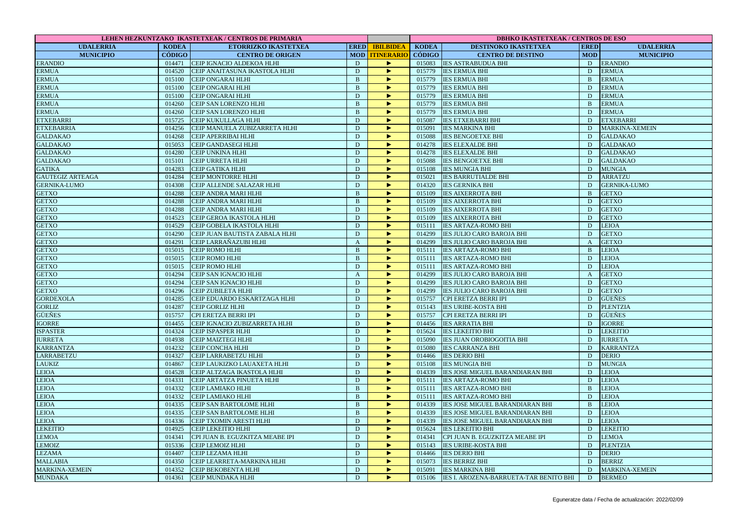| LEHEN HEZKUNTZAKO IKASTETXEAK / CENTROS DE PRIMARIA | | | | | DBHKO IKASTETXEAK / CENTROS DE ESO | | | |
|---|---|---|---|---|---|---|---|---|
| UDALERRIA | KODEA | ETORRIZKO IKASTETXEA | ERED | IBILBIDEA | KODEA | DESTINOKO IKASTETXEA | ERED | UDALERRIA |
| MUNICIPIO | CÓDIGO | CENTRO DE ORIGEN | MOD | ITINERARIO | CÓDIGO | CENTRO DE DESTINO | MOD | MUNICIPIO |
| ERANDIO | 014471 | CEIP IGNACIO ALDEKOA HLHI | D | ► | 015083 | IES ASTRABUDUA BHI | D | ERANDIO |
| ERMUA | 014520 | CEIP ANAITASUNA IKASTOLA HLHI | D | ► | 015779 | IES ERMUA BHI | D | ERMUA |
| ERMUA | 015100 | CEIP ONGARAI HLHI | B | ► | 015779 | IES ERMUA BHI | B | ERMUA |
| ERMUA | 015100 | CEIP ONGARAI HLHI | B | ► | 015779 | IES ERMUA BHI | D | ERMUA |
| ERMUA | 015100 | CEIP ONGARAI HLHI | D | ► | 015779 | IES ERMUA BHI | D | ERMUA |
| ERMUA | 014260 | CEIP SAN LORENZO HLHI | B | ► | 015779 | IES ERMUA BHI | B | ERMUA |
| ERMUA | 014260 | CEIP SAN LORENZO HLHI | B | ► | 015779 | IES ERMUA BHI | D | ERMUA |
| ETXEBARRI | 015725 | CEIP KUKULLAGA HLHI | D | ► | 015087 | IES ETXEBARRI BHI | D | ETXEBARRI |
| ETXEBARRIA | 014256 | CEIP MANUELA ZUBIZARRETA HLHI | D | ► | 015091 | IES MARKINA BHI | D | MARKINA-XEMEIN |
| GALDAKAO | 014268 | CEIP APERRIBAI HLHI | D | ► | 015088 | IES BENGOETXE BHI | D | GALDAKAO |
| GALDAKAO | 015053 | CEIP GANDASEGI HLHI | D | ► | 014278 | IES ELEXALDE BHI | D | GALDAKAO |
| GALDAKAO | 014280 | CEIP UNKINA HLHI | D | ► | 014278 | IES ELEXALDE BHI | D | GALDAKAO |
| GALDAKAO | 015101 | CEIP URRETA HLHI | D | ► | 015088 | IES BENGOETXE BHI | D | GALDAKAO |
| GATIKA | 014283 | CEIP GATIKA HLHI | D | ► | 015108 | IES MUNGIA BHI | D | MUNGIA |
| GAUTEGIZ ARTEAGA | 014284 | CEIP MONTORRE HLHI | D | ► | 015021 | IES BARRUTIALDE BHI | D | ARRATZU |
| GERNIKA-LUMO | 014308 | CEIP ALLENDE SALAZAR HLHI | D | ► | 014320 | IES GERNIKA BHI | D | GERNIKA-LUMO |
| GETXO | 014288 | CEIP ANDRA MARI HLHI | B | ► | 015109 | IES AIXERROTA BHI | B | GETXO |
| GETXO | 014288 | CEIP ANDRA MARI HLHI | B | ► | 015109 | IES AIXERROTA BHI | D | GETXO |
| GETXO | 014288 | CEIP ANDRA MARI HLHI | D | ► | 015109 | IES AIXERROTA BHI | D | GETXO |
| GETXO | 014523 | CEIP GEROA IKASTOLA HLHI | D | ► | 015109 | IES AIXERROTA BHI | D | GETXO |
| GETXO | 014529 | CEIP GOBELA IKASTOLA HLHI | D | ► | 015111 | IES ARTAZA-ROMO BHI | D | LEIOA |
| GETXO | 014290 | CEIP JUAN BAUTISTA ZABALA HLHI | D | ► | 014299 | IES JULIO CARO BAROJA BHI | D | GETXO |
| GETXO | 014291 | CEIP LARRAÑAZUBI HLHI | A | ► | 014299 | IES JULIO CARO BAROJA BHI | A | GETXO |
| GETXO | 015015 | CEIP ROMO HLHI | B | ► | 015111 | IES ARTAZA-ROMO BHI | B | LEIOA |
| GETXO | 015015 | CEIP ROMO HLHI | B | ► | 015111 | IES ARTAZA-ROMO BHI | D | LEIOA |
| GETXO | 015015 | CEIP ROMO HLHI | D | ► | 015111 | IES ARTAZA-ROMO BHI | D | LEIOA |
| GETXO | 014294 | CEIP SAN IGNACIO HLHI | A | ► | 014299 | IES JULIO CARO BAROJA BHI | A | GETXO |
| GETXO | 014294 | CEIP SAN IGNACIO HLHI | D | ► | 014299 | IES JULIO CARO BAROJA BHI | D | GETXO |
| GETXO | 014296 | CEIP ZUBILETA HLHI | D | ► | 014299 | IES JULIO CARO BAROJA BHI | D | GETXO |
| GORDEXOLA | 014285 | CEIP EDUARDO ESKARTZAGA HLHI | D | ► | 015757 | CPI ERETZA BERRI IPI | D | GÜEÑES |
| GORLIZ | 014287 | CEIP GORLIZ HLHI | D | ► | 015143 | IES URIBE-KOSTA BHI | D | PLENTZIA |
| GÜEÑES | 015757 | CPI ERETZA BERRI IPI | D | ► | 015757 | CPI ERETZA BERRI IPI | D | GÜEÑES |
| IGORRE | 014455 | CEIP IGNACIO ZUBIZARRETA HLHI | D | ► | 014456 | IES ARRATIA BHI | D | IGORRE |
| ISPASTER | 014324 | CEIP ISPASPER HLHI | D | ► | 015624 | IES LEKEITIO BHI | D | LEKEITIO |
| IURRETA | 014938 | CEIP MAIZTEGI HLHI | D | ► | 015090 | IES JUAN OROBIOGOITIA BHI | D | IURRETA |
| KARRANTZA | 014232 | CEIP CONCHA HLHI | D | ► | 015080 | IES CARRANZA BHI | D | KARRANTZA |
| LARRABETZU | 014327 | CEIP LARRABETZU HLHI | D | ► | 014466 | IES DERIO BHI | D | DERIO |
| LAUKIZ | 014867 | CEIP LAUKIZKO LAUAXETA HLHI | D | ► | 015108 | IES MUNGIA BHI | D | MUNGIA |
| LEIOA | 014528 | CEIP ALTZAGA IKASTOLA HLHI | D | ► | 014339 | IES JOSE MIGUEL BARANDIARAN BHI | D | LEIOA |
| LEIOA | 014331 | CEIP ARTATZA PINUETA HLHI | D | ► | 015111 | IES ARTAZA-ROMO BHI | D | LEIOA |
| LEIOA | 014332 | CEIP LAMIAKO HLHI | B | ► | 015111 | IES ARTAZA-ROMO BHI | B | LEIOA |
| LEIOA | 014332 | CEIP LAMIAKO HLHI | B | ► | 015111 | IES ARTAZA-ROMO BHI | D | LEIOA |
| LEIOA | 014335 | CEIP SAN BARTOLOME HLHI | B | ► | 014339 | IES JOSE MIGUEL BARANDIARAN BHI | B | LEIOA |
| LEIOA | 014335 | CEIP SAN BARTOLOME HLHI | B | ► | 014339 | IES JOSE MIGUEL BARANDIARAN BHI | D | LEIOA |
| LEIOA | 014336 | CEIP TXOMIN ARESTI HLHI | D | ► | 014339 | IES JOSE MIGUEL BARANDIARAN BHI | D | LEIOA |
| LEKEITIO | 014925 | CEIP LEKEITIO HLHI | D | ► | 015624 | IES LEKEITIO BHI | D | LEKEITIO |
| LEMOA | 014341 | CPI JUAN B. EGUZKITZA MEABE IPI | D | ► | 014341 | CPI JUAN B. EGUZKITZA MEABE IPI | D | LEMOA |
| LEMOIZ | 015336 | CEIP LEMOIZ HLHI | D | ► | 015143 | IES URIBE-KOSTA BHI | D | PLENTZIA |
| LEZAMA | 014407 | CEIP LEZAMA HLHI | D | ► | 014466 | IES DERIO BHI | D | DERIO |
| MALLABIA | 014350 | CEIP LEARRETA-MARKINA HLHI | D | ► | 015073 | IES BERRIZ BHI | D | BERRIZ |
| MARKINA-XEMEIN | 014352 | CEIP BEKOBENTA HLHI | D | ► | 015091 | IES MARKINA BHI | D | MARKINA-XEMEIN |
| MUNDAKA | 014361 | CEIP MUNDAKA HLHI | D | ► | 015106 | IES I. AROZENA-BARRUETA-TAR BENITO BHI | D | BERMEO |

Eguneratze data / Fecha de actualización: 2022/02/09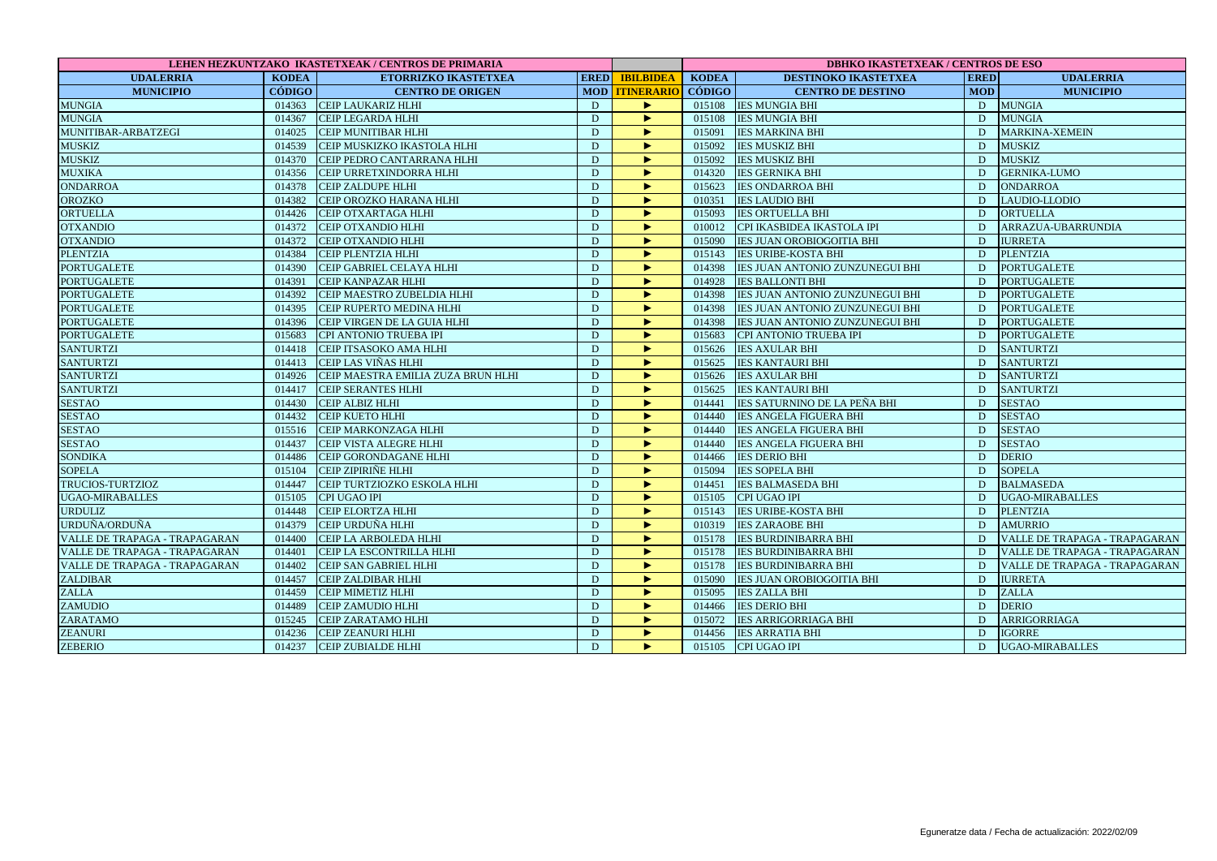| LEHEN HEZKUNTZAKO IKASTETXEAK / CENTROS DE PRIMARIA | | | | | DBHKO IKASTETXEAK / CENTROS DE ESO | | | |
|---|---|---|---|---|---|---|---|---|
| UDALERRIA | KODEA | ETORRIZKO IKASTETXEA | ERED | IBILBIDEA | KODEA | DESTINOKO IKASTETXEA | ERED | UDALERRIA |
| MUNICIPIO | CÓDIGO | CENTRO DE ORIGEN | MOD | ITINERARIO | CÓDIGO | CENTRO DE DESTINO | MOD | MUNICIPIO |
| MUNGIA | 014363 | CEIP LAUKARIZ HLHI | D | ► | 015108 | IES MUNGIA BHI | D | MUNGIA |
| MUNGIA | 014367 | CEIP LEGARDA HLHI | D | ► | 015108 | IES MUNGIA BHI | D | MUNGIA |
| MUNITIBAR-ARBATZEGI | 014025 | CEIP MUNITIBAR HLHI | D | ► | 015091 | IES MARKINA BHI | D | MARKINA-XEMEIN |
| MUSKIZ | 014539 | CEIP MUSKIZKO IKASTOLA HLHI | D | ► | 015092 | IES MUSKIZ BHI | D | MUSKIZ |
| MUSKIZ | 014370 | CEIP PEDRO CANTARRANA HLHI | D | ► | 015092 | IES MUSKIZ BHI | D | MUSKIZ |
| MUXIKA | 014356 | CEIP URRETXINDORRA HLHI | D | ► | 014320 | IES GERNIKA BHI | D | GERNIKA-LUMO |
| ONDARROA | 014378 | CEIP ZALDUPE HLHI | D | ► | 015623 | IES ONDARROA BHI | D | ONDARROA |
| OROZKO | 014382 | CEIP OROZKO HARANA HLHI | D | ► | 010351 | IES LAUDIO BHI | D | LAUDIO-LLODIO |
| ORTUELLA | 014426 | CEIP OTXARTAGA HLHI | D | ► | 015093 | IES ORTUELLA BHI | D | ORTUELLA |
| OTXANDIO | 014372 | CEIP OTXANDIO HLHI | D | ► | 010012 | CPI IKASBIDEA IKASTOLA IPI | D | ARRAZUA-UBARRUNDIA |
| OTXANDIO | 014372 | CEIP OTXANDIO HLHI | D | ► | 015090 | IES JUAN OROBIOGOITIA BHI | D | IURRETA |
| PLENTZIA | 014384 | CEIP PLENTZIA HLHI | D | ► | 015143 | IES URIBE-KOSTA BHI | D | PLENTZIA |
| PORTUGALETE | 014390 | CEIP GABRIEL CELAYA HLHI | D | ► | 014398 | IES JUAN ANTONIO ZUNZUNEGUI BHI | D | PORTUGALETE |
| PORTUGALETE | 014391 | CEIP KANPAZAR HLHI | D | ► | 014928 | IES BALLONTI BHI | D | PORTUGALETE |
| PORTUGALETE | 014392 | CEIP MAESTRO ZUBELDIA HLHI | D | ► | 014398 | IES JUAN ANTONIO ZUNZUNEGUI BHI | D | PORTUGALETE |
| PORTUGALETE | 014395 | CEIP RUPERTO MEDINA HLHI | D | ► | 014398 | IES JUAN ANTONIO ZUNZUNEGUI BHI | D | PORTUGALETE |
| PORTUGALETE | 014396 | CEIP VIRGEN DE LA GUIA HLHI | D | ► | 014398 | IES JUAN ANTONIO ZUNZUNEGUI BHI | D | PORTUGALETE |
| PORTUGALETE | 015683 | CPI ANTONIO TRUEBA IPI | D | ► | 015683 | CPI ANTONIO TRUEBA IPI | D | PORTUGALETE |
| SANTURTZI | 014418 | CEIP ITSASOKO AMA HLHI | D | ► | 015626 | IES AXULAR BHI | D | SANTURTZI |
| SANTURTZI | 014413 | CEIP LAS VIÑAS HLHI | D | ► | 015625 | IES KANTAURI BHI | D | SANTURTZI |
| SANTURTZI | 014926 | CEIP MAESTRA EMILIA ZUZA BRUN HLHI | D | ► | 015626 | IES AXULAR BHI | D | SANTURTZI |
| SANTURTZI | 014417 | CEIP SERANTES HLHI | D | ► | 015625 | IES KANTAURI BHI | D | SANTURTZI |
| SESTAO | 014430 | CEIP ALBIZ HLHI | D | ► | 014441 | IES SATURNINO DE LA PEÑA BHI | D | SESTAO |
| SESTAO | 014432 | CEIP KUETO HLHI | D | ► | 014440 | IES ANGELA FIGUERA BHI | D | SESTAO |
| SESTAO | 015516 | CEIP MARKONZAGA HLHI | D | ► | 014440 | IES ANGELA FIGUERA BHI | D | SESTAO |
| SESTAO | 014437 | CEIP VISTA ALEGRE HLHI | D | ► | 014440 | IES ANGELA FIGUERA BHI | D | SESTAO |
| SONDIKA | 014486 | CEIP GORONDAGANE HLHI | D | ► | 014466 | IES DERIO BHI | D | DERIO |
| SOPELA | 015104 | CEIP ZIPIRIÑE HLHI | D | ► | 015094 | IES SOPELA BHI | D | SOPELA |
| TRUCIOS-TURTZIOZ | 014447 | CEIP TURTZIOZKO ESKOLA HLHI | D | ► | 014451 | IES BALMASEDA BHI | D | BALMASEDA |
| UGAO-MIRABALLES | 015105 | CPI UGAO IPI | D | ► | 015105 | CPI UGAO IPI | D | UGAO-MIRABALLES |
| URDULIZ | 014448 | CEIP ELORTZA HLHI | D | ► | 015143 | IES URIBE-KOSTA BHI | D | PLENTZIA |
| URDUÑA/ORDUÑA | 014379 | CEIP URDUÑA HLHI | D | ► | 010319 | IES ZARAOBE BHI | D | AMURRIO |
| VALLE DE TRAPAGA - TRAPAGARAN | 014400 | CEIP LA ARBOLEDA HLHI | D | ► | 015178 | IES BURDINIBARRA BHI | D | VALLE DE TRAPAGA - TRAPAGARAN |
| VALLE DE TRAPAGA - TRAPAGARAN | 014401 | CEIP LA ESCONTRILLA HLHI | D | ► | 015178 | IES BURDINIBARRA BHI | D | VALLE DE TRAPAGA - TRAPAGARAN |
| VALLE DE TRAPAGA - TRAPAGARAN | 014402 | CEIP SAN GABRIEL HLHI | D | ► | 015178 | IES BURDINIBARRA BHI | D | VALLE DE TRAPAGA - TRAPAGARAN |
| ZALDIBAR | 014457 | CEIP ZALDIBAR HLHI | D | ► | 015090 | IES JUAN OROBIOGOITIA BHI | D | IURRETA |
| ZALLA | 014459 | CEIP MIMETIZ HLHI | D | ► | 015095 | IES ZALLA BHI | D | ZALLA |
| ZAMUDIO | 014489 | CEIP ZAMUDIO HLHI | D | ► | 014466 | IES DERIO BHI | D | DERIO |
| ZARATAMO | 015245 | CEIP ZARATAMO HLHI | D | ► | 015072 | IES ARRIGORRIAGA BHI | D | ARRIGORRIAGA |
| ZEANURI | 014236 | CEIP ZEANURI HLHI | D | ► | 014456 | IES ARRATIA BHI | D | IGORRE |
| ZEBERIO | 014237 | CEIP ZUBIALDE HLHI | D | ► | 015105 | CPI UGAO IPI | D | UGAO-MIRABALLES |

Eguneratze data / Fecha de actualización: 2022/02/09